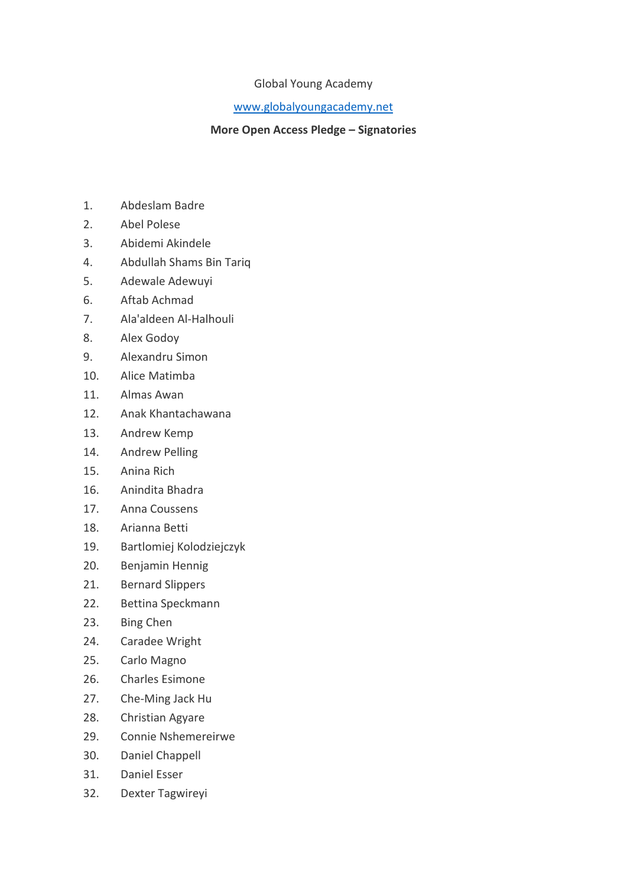Global Young Academy

www.globalyoungacademy.net

**More Open Access Pledge – Signatories**

1. Abdeslam Badre
2. Abel Polese
3. Abidemi Akindele
4. Abdullah Shams Bin Tariq
5. Adewale Adewuyi
6. Aftab Achmad
7. Ala'aldeen Al-Halhouli
8. Alex Godoy
9. Alexandru Simon
10. Alice Matimba
11. Almas Awan
12. Anak Khantachawana
13. Andrew Kemp
14. Andrew Pelling
15. Anina Rich
16. Anindita Bhadra
17. Anna Coussens
18. Arianna Betti
19. Bartlomiej Kolodziejczyk
20. Benjamin Hennig
21. Bernard Slippers
22. Bettina Speckmann
23. Bing Chen
24. Caradee Wright
25. Carlo Magno
26. Charles Esimone
27. Che-Ming Jack Hu
28. Christian Agyare
29. Connie Nshemereirwe
30. Daniel Chappell
31. Daniel Esser
32. Dexter Tagwireyi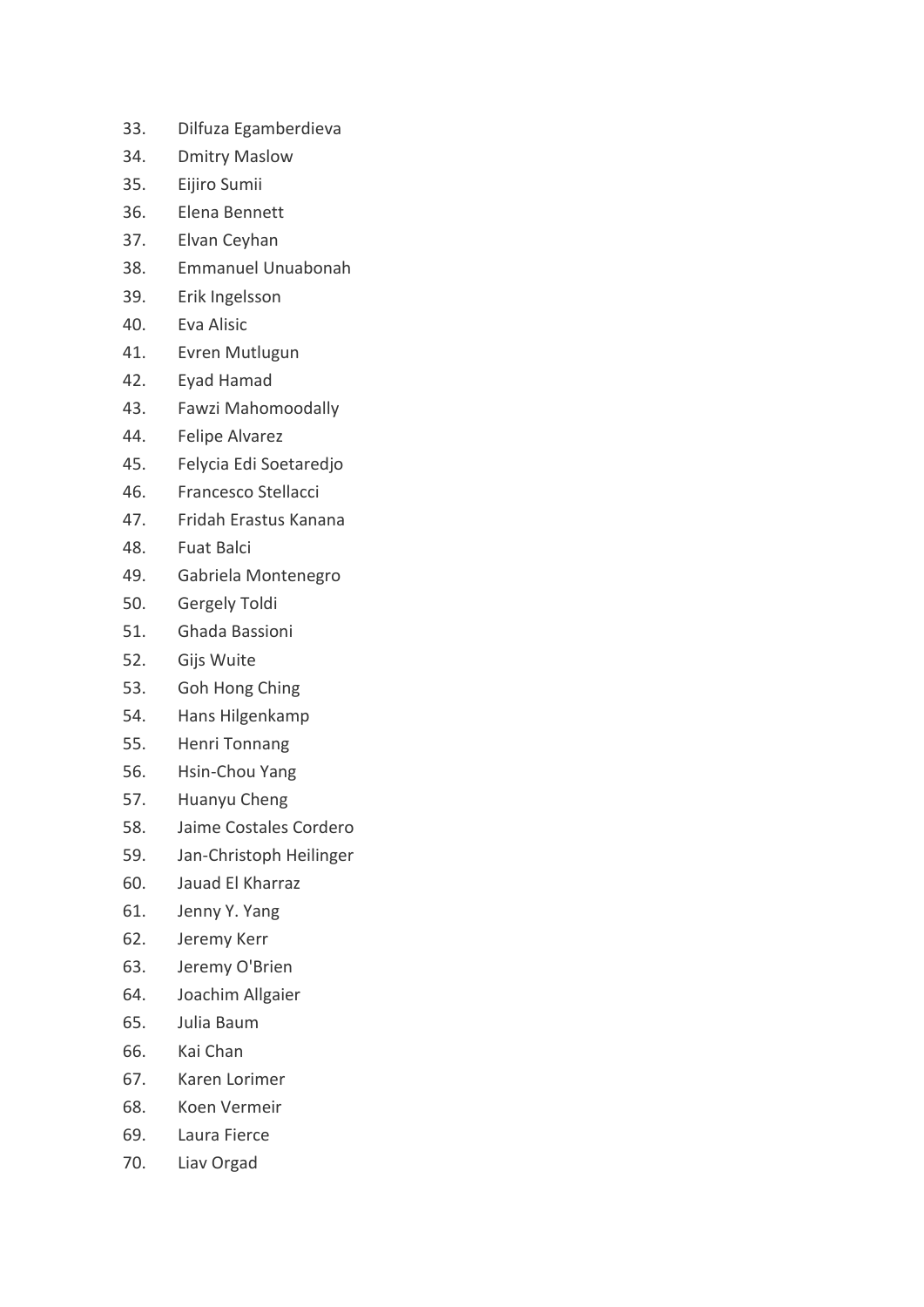33. Dilfuza Egamberdieva
34. Dmitry Maslow
35. Eijiro Sumii
36. Elena Bennett
37. Elvan Ceyhan
38. Emmanuel Unuabonah
39. Erik Ingelsson
40. Eva Alisic
41. Evren Mutlugun
42. Eyad Hamad
43. Fawzi Mahomoodally
44. Felipe Alvarez
45. Felycia Edi Soetaredjo
46. Francesco Stellacci
47. Fridah Erastus Kanana
48. Fuat Balci
49. Gabriela Montenegro
50. Gergely Toldi
51. Ghada Bassioni
52. Gijs Wuite
53. Goh Hong Ching
54. Hans Hilgenkamp
55. Henri Tonnang
56. Hsin-Chou Yang
57. Huanyu Cheng
58. Jaime Costales Cordero
59. Jan-Christoph Heilinger
60. Jauad El Kharraz
61. Jenny Y. Yang
62. Jeremy Kerr
63. Jeremy O'Brien
64. Joachim Allgaier
65. Julia Baum
66. Kai Chan
67. Karen Lorimer
68. Koen Vermeir
69. Laura Fierce
70. Liav Orgad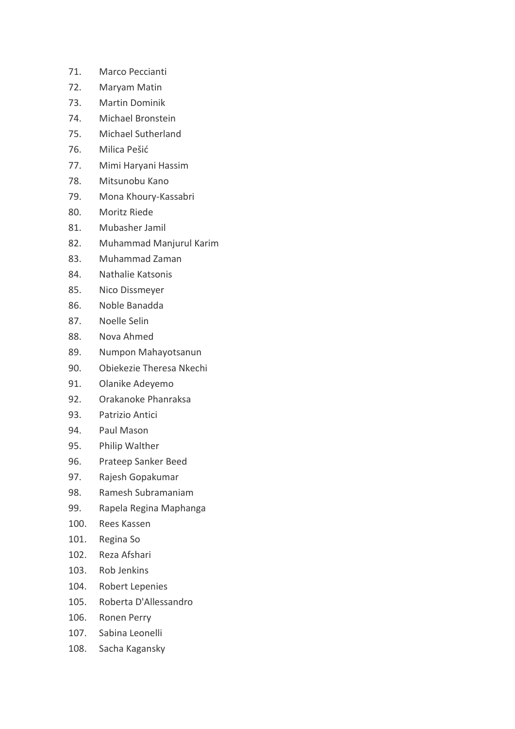71. Marco Peccianti
72. Maryam Matin
73. Martin Dominik
74. Michael Bronstein
75. Michael Sutherland
76. Milica Pešić
77. Mimi Haryani Hassim
78. Mitsunobu Kano
79. Mona Khoury-Kassabri
80. Moritz Riede
81. Mubasher Jamil
82. Muhammad Manjurul Karim
83. Muhammad Zaman
84. Nathalie Katsonis
85. Nico Dissmeyer
86. Noble Banadda
87. Noelle Selin
88. Nova Ahmed
89. Numpon Mahayotsanun
90. Obiekezie Theresa Nkechi
91. Olanike Adeyemo
92. Orakanoke Phanraksa
93. Patrizio Antici
94. Paul Mason
95. Philip Walther
96. Prateep Sanker Beed
97. Rajesh Gopakumar
98. Ramesh Subramaniam
99. Rapela Regina Maphanga
100. Rees Kassen
101. Regina So
102. Reza Afshari
103. Rob Jenkins
104. Robert Lepenies
105. Roberta D'Allessandro
106. Ronen Perry
107. Sabina Leonelli
108. Sacha Kagansky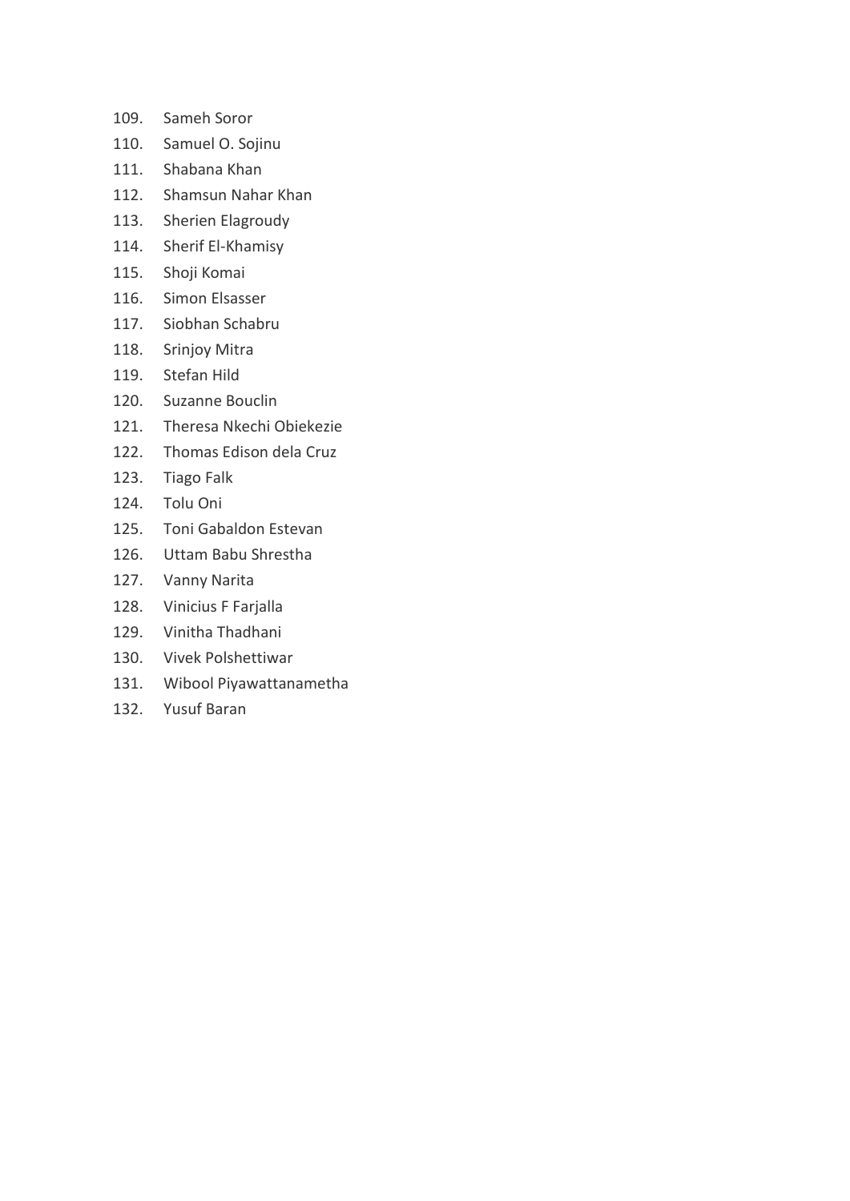109. Sameh Soror
110. Samuel O. Sojinu
111. Shabana Khan
112. Shamsun Nahar Khan
113. Sherien Elagroudy
114. Sherif El-Khamisy
115. Shoji Komai
116. Simon Elsasser
117. Siobhan Schabru
118. Srinjoy Mitra
119. Stefan Hild
120. Suzanne Bouclin
121. Theresa Nkechi Obiekezie
122. Thomas Edison dela Cruz
123. Tiago Falk
124. Tolu Oni
125. Toni Gabaldon Estevan
126. Uttam Babu Shrestha
127. Vanny Narita
128. Vinicius F Farjalla
129. Vinitha Thadhani
130. Vivek Polshettiwar
131. Wibool Piyawattanametha
132. Yusuf Baran